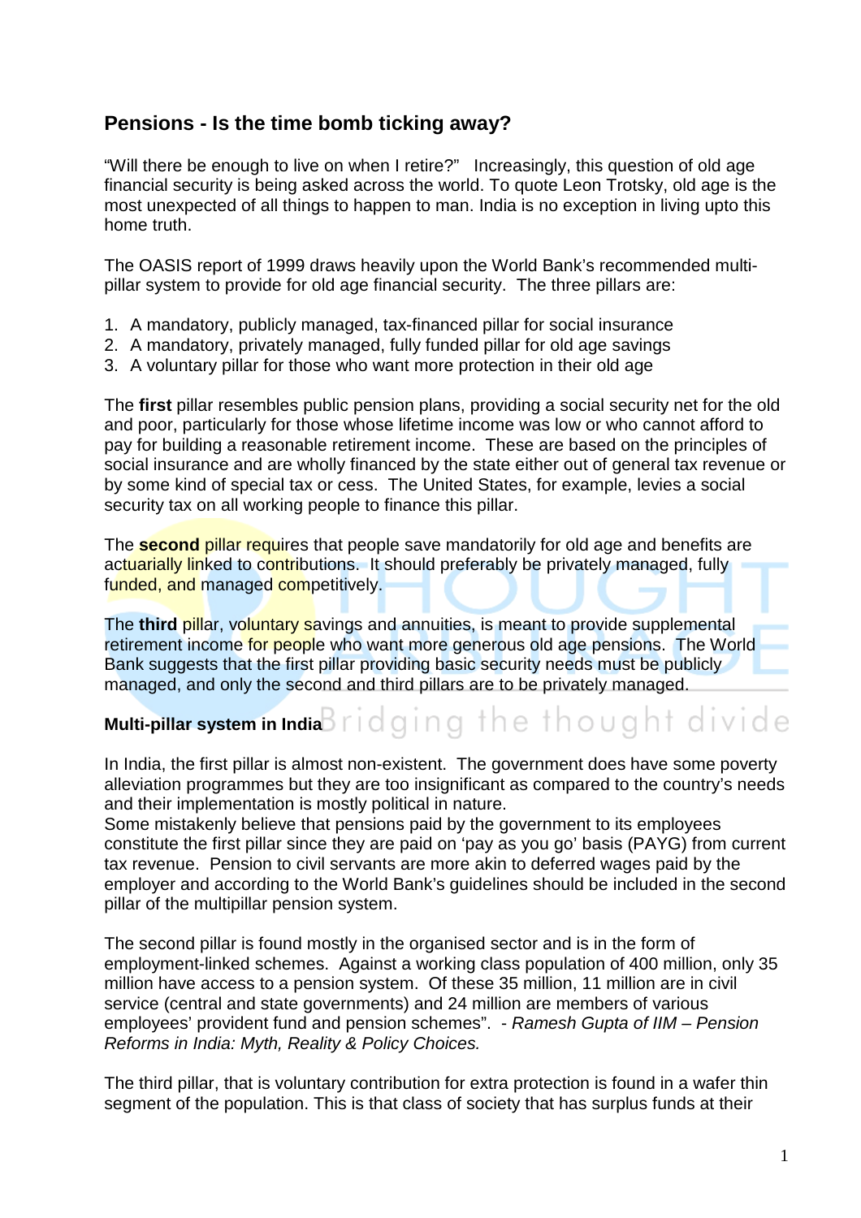## Pensions - Is the time bomb ticking away?

"Will there be enough to live on when I retire?" Increasingly, this question of old age financial security is being asked across the world. To quote Leon Trotsky, old age is the most unexpected of all things to happen to man. India is no exception in living upto this home truth.

The OASIS report of 1999 draws heavily upon the World Bank's recommended multi-pillar system to provide for old age financial security. The three pillars are:

1. A mandatory, publicly managed, tax-financed pillar for social insurance
2. A mandatory, privately managed, fully funded pillar for old age savings
3. A voluntary pillar for those who want more protection in their old age

The **first** pillar resembles public pension plans, providing a social security net for the old and poor, particularly for those whose lifetime income was low or who cannot afford to pay for building a reasonable retirement income. These are based on the principles of social insurance and are wholly financed by the state either out of general tax revenue or by some kind of special tax or cess. The United States, for example, levies a social security tax on all working people to finance this pillar.

The **second** pillar requires that people save mandatorily for old age and benefits are actuarially linked to contributions. It should preferably be privately managed, fully funded, and managed competitively.

The **third** pillar, voluntary savings and annuities, is meant to provide supplemental retirement income for people who want more generous old age pensions. The World Bank suggests that the first pillar providing basic security needs must be publicly managed, and only the second and third pillars are to be privately managed.

#### Multi-pillar system in India

In India, the first pillar is almost non-existent. The government does have some poverty alleviation programmes but they are too insignificant as compared to the country's needs and their implementation is mostly political in nature.
Some mistakenly believe that pensions paid by the government to its employees constitute the first pillar since they are paid on 'pay as you go' basis (PAYG) from current tax revenue. Pension to civil servants are more akin to deferred wages paid by the employer and according to the World Bank's guidelines should be included in the second pillar of the multipillar pension system.

The second pillar is found mostly in the organised sector and is in the form of employment-linked schemes. Against a working class population of 400 million, only 35 million have access to a pension system. Of these 35 million, 11 million are in civil service (central and state governments) and 24 million are members of various employees' provident fund and pension schemes". - *Ramesh Gupta of IIM – Pension Reforms in India: Myth, Reality & Policy Choices.*

The third pillar, that is voluntary contribution for extra protection is found in a wafer thin segment of the population. This is that class of society that has surplus funds at their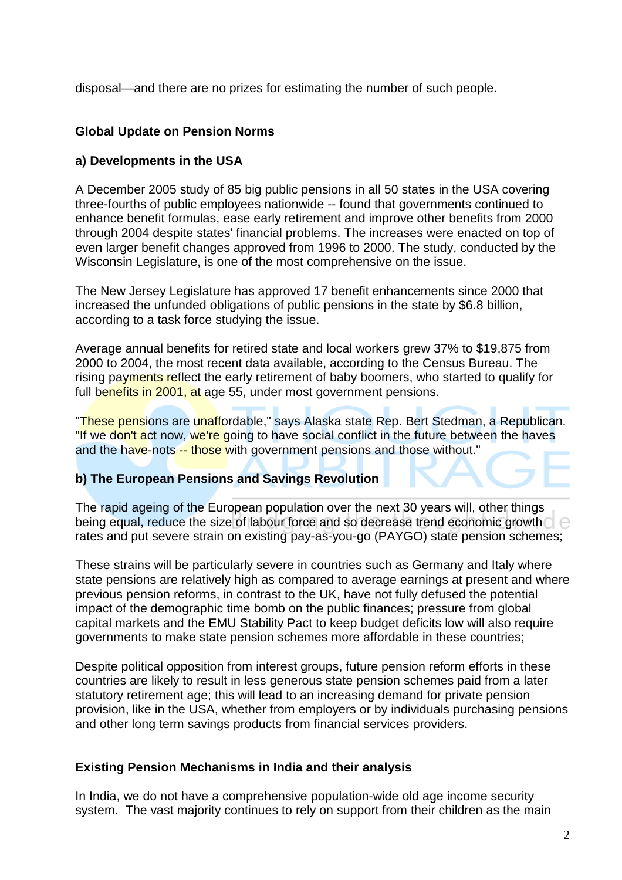disposal—and there are no prizes for estimating the number of such people.

## Global Update on Pension Norms

### a) Developments in the USA

A December 2005 study of 85 big public pensions in all 50 states in the USA covering three-fourths of public employees nationwide -- found that governments continued to enhance benefit formulas, ease early retirement and improve other benefits from 2000 through 2004 despite states' financial problems. The increases were enacted on top of even larger benefit changes approved from 1996 to 2000. The study, conducted by the Wisconsin Legislature, is one of the most comprehensive on the issue.

The New Jersey Legislature has approved 17 benefit enhancements since 2000 that increased the unfunded obligations of public pensions in the state by $6.8 billion, according to a task force studying the issue.

Average annual benefits for retired state and local workers grew 37% to $19,875 from 2000 to 2004, the most recent data available, according to the Census Bureau. The rising payments reflect the early retirement of baby boomers, who started to qualify for full benefits in 2001, at age 55, under most government pensions.

"These pensions are unaffordable," says Alaska state Rep. Bert Stedman, a Republican. "If we don't act now, we're going to have social conflict in the future between the haves and the have-nots -- those with government pensions and those without."

### b) The European Pensions and Savings Revolution

The rapid ageing of the European population over the next 30 years will, other things being equal, reduce the size of labour force and so decrease trend economic growth rates and put severe strain on existing pay-as-you-go (PAYGO) state pension schemes;

These strains will be particularly severe in countries such as Germany and Italy where state pensions are relatively high as compared to average earnings at present and where previous pension reforms, in contrast to the UK, have not fully defused the potential impact of the demographic time bomb on the public finances; pressure from global capital markets and the EMU Stability Pact to keep budget deficits low will also require governments to make state pension schemes more affordable in these countries;

Despite political opposition from interest groups, future pension reform efforts in these countries are likely to result in less generous state pension schemes paid from a later statutory retirement age; this will lead to an increasing demand for private pension provision, like in the USA, whether from employers or by individuals purchasing pensions and other long term savings products from financial services providers.

## Existing Pension Mechanisms in India and their analysis

In India, we do not have a comprehensive population-wide old age income security system. The vast majority continues to rely on support from their children as the main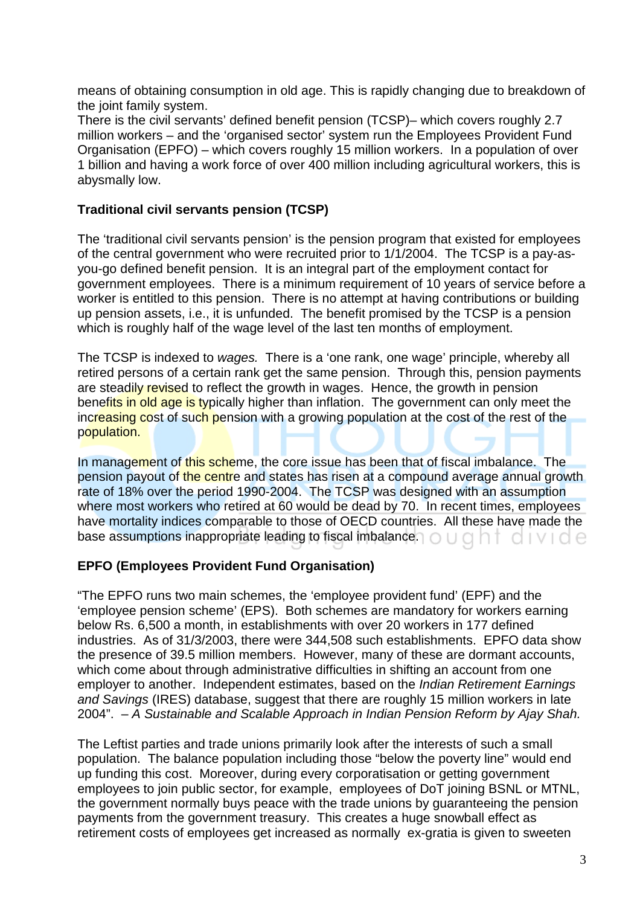means of obtaining consumption in old age. This is rapidly changing due to breakdown of the joint family system.
There is the civil servants' defined benefit pension (TCSP)– which covers roughly 2.7 million workers – and the 'organised sector' system run the Employees Provident Fund Organisation (EPFO) – which covers roughly 15 million workers. In a population of over 1 billion and having a work force of over 400 million including agricultural workers, this is abysmally low.

**Traditional civil servants pension (TCSP)**

The 'traditional civil servants pension' is the pension program that existed for employees of the central government who were recruited prior to 1/1/2004. The TCSP is a pay-as-you-go defined benefit pension. It is an integral part of the employment contact for government employees. There is a minimum requirement of 10 years of service before a worker is entitled to this pension. There is no attempt at having contributions or building up pension assets, i.e., it is unfunded. The benefit promised by the TCSP is a pension which is roughly half of the wage level of the last ten months of employment.

The TCSP is indexed to *wages.* There is a 'one rank, one wage' principle, whereby all retired persons of a certain rank get the same pension. Through this, pension payments are steadily revised to reflect the growth in wages. Hence, the growth in pension benefits in old age is typically higher than inflation. The government can only meet the increasing cost of such pension with a growing population at the cost of the rest of the population.

In management of this scheme, the core issue has been that of fiscal imbalance. The pension payout of the centre and states has risen at a compound average annual growth rate of 18% over the period 1990-2004. The TCSP was designed with an assumption where most workers who retired at 60 would be dead by 70. In recent times, employees have mortality indices comparable to those of OECD countries. All these have made the base assumptions inappropriate leading to fiscal imbalance.

**EPFO (Employees Provident Fund Organisation)**

"The EPFO runs two main schemes, the 'employee provident fund' (EPF) and the 'employee pension scheme' (EPS). Both schemes are mandatory for workers earning below Rs. 6,500 a month, in establishments with over 20 workers in 177 defined industries. As of 31/3/2003, there were 344,508 such establishments. EPFO data show the presence of 39.5 million members. However, many of these are dormant accounts, which come about through administrative difficulties in shifting an account from one employer to another. Independent estimates, based on the *Indian Retirement Earnings and Savings* (IRES) database, suggest that there are roughly 15 million workers in late 2004". – *A Sustainable and Scalable Approach in Indian Pension Reform by Ajay Shah.*

The Leftist parties and trade unions primarily look after the interests of such a small population. The balance population including those "below the poverty line" would end up funding this cost. Moreover, during every corporatisation or getting government employees to join public sector, for example, employees of DoT joining BSNL or MTNL, the government normally buys peace with the trade unions by guaranteeing the pension payments from the government treasury. This creates a huge snowball effect as retirement costs of employees get increased as normally ex-gratia is given to sweeten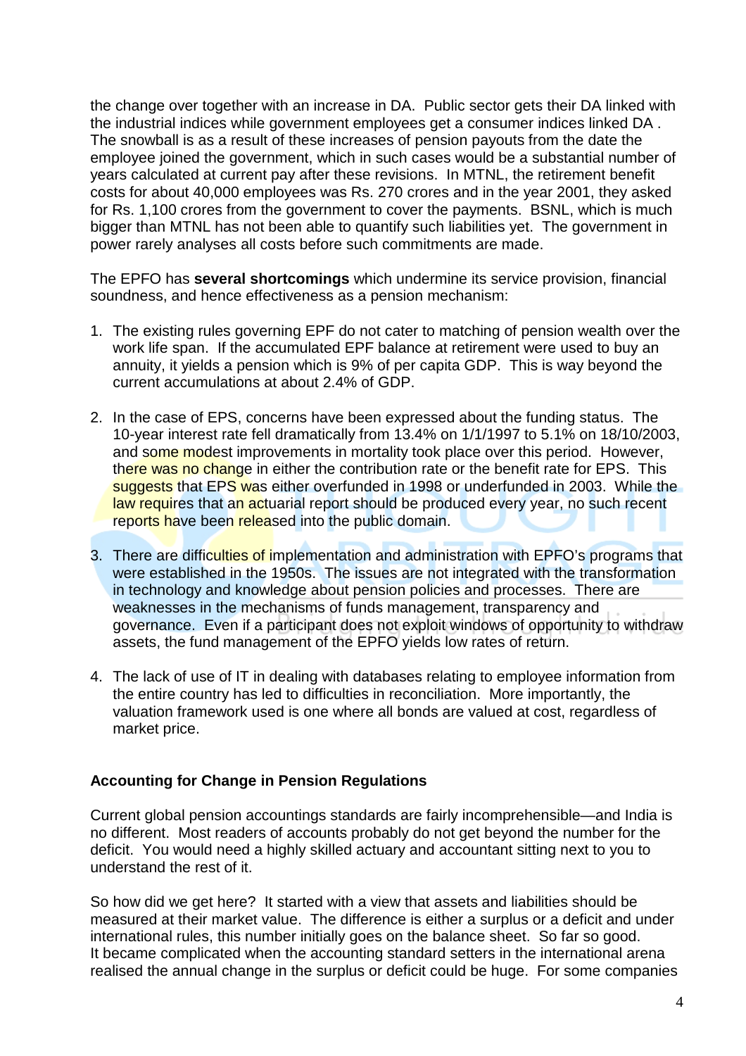the change over together with an increase in DA. Public sector gets their DA linked with the industrial indices while government employees get a consumer indices linked DA . The snowball is as a result of these increases of pension payouts from the date the employee joined the government, which in such cases would be a substantial number of years calculated at current pay after these revisions. In MTNL, the retirement benefit costs for about 40,000 employees was Rs. 270 crores and in the year 2001, they asked for Rs. 1,100 crores from the government to cover the payments. BSNL, which is much bigger than MTNL has not been able to quantify such liabilities yet. The government in power rarely analyses all costs before such commitments are made.

The EPFO has **several shortcomings** which undermine its service provision, financial soundness, and hence effectiveness as a pension mechanism:

1. The existing rules governing EPF do not cater to matching of pension wealth over the work life span. If the accumulated EPF balance at retirement were used to buy an annuity, it yields a pension which is 9% of per capita GDP. This is way beyond the current accumulations at about 2.4% of GDP.

2. In the case of EPS, concerns have been expressed about the funding status. The 10-year interest rate fell dramatically from 13.4% on 1/1/1997 to 5.1% on 18/10/2003, and some modest improvements in mortality took place over this period. However, there was no change in either the contribution rate or the benefit rate for EPS. This suggests that EPS was either overfunded in 1998 or underfunded in 2003. While the law requires that an actuarial report should be produced every year, no such recent reports have been released into the public domain.

3. There are difficulties of implementation and administration with EPFO's programs that were established in the 1950s. The issues are not integrated with the transformation in technology and knowledge about pension policies and processes. There are weaknesses in the mechanisms of funds management, transparency and governance. Even if a participant does not exploit windows of opportunity to withdraw assets, the fund management of the EPFO yields low rates of return.

4. The lack of use of IT in dealing with databases relating to employee information from the entire country has led to difficulties in reconciliation. More importantly, the valuation framework used is one where all bonds are valued at cost, regardless of market price.

**Accounting for Change in Pension Regulations**

Current global pension accountings standards are fairly incomprehensible—and India is no different. Most readers of accounts probably do not get beyond the number for the deficit. You would need a highly skilled actuary and accountant sitting next to you to understand the rest of it.

So how did we get here? It started with a view that assets and liabilities should be measured at their market value. The difference is either a surplus or a deficit and under international rules, this number initially goes on the balance sheet. So far so good. It became complicated when the accounting standard setters in the international arena realised the annual change in the surplus or deficit could be huge. For some companies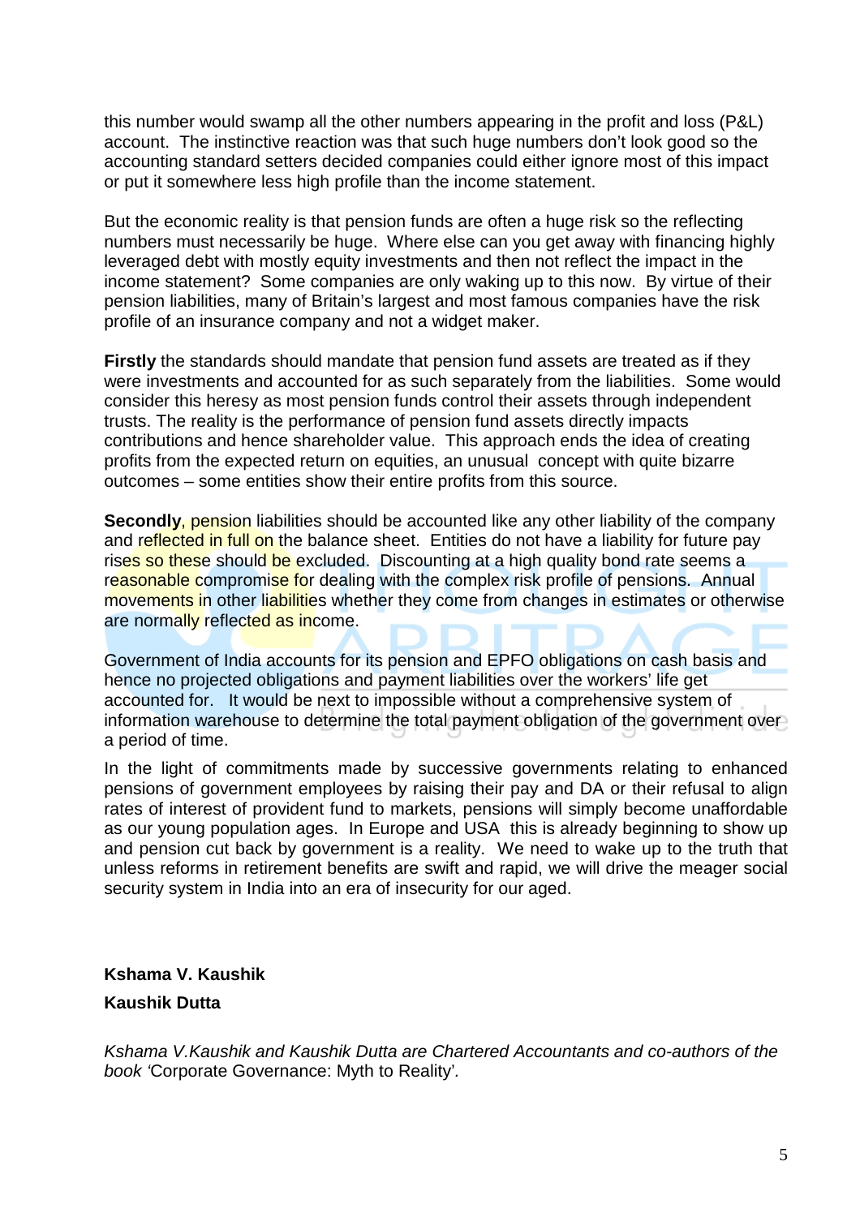this number would swamp all the other numbers appearing in the profit and loss (P&L) account. The instinctive reaction was that such huge numbers don't look good so the accounting standard setters decided companies could either ignore most of this impact or put it somewhere less high profile than the income statement.

But the economic reality is that pension funds are often a huge risk so the reflecting numbers must necessarily be huge. Where else can you get away with financing highly leveraged debt with mostly equity investments and then not reflect the impact in the income statement? Some companies are only waking up to this now. By virtue of their pension liabilities, many of Britain's largest and most famous companies have the risk profile of an insurance company and not a widget maker.

**Firstly** the standards should mandate that pension fund assets are treated as if they were investments and accounted for as such separately from the liabilities. Some would consider this heresy as most pension funds control their assets through independent trusts. The reality is the performance of pension fund assets directly impacts contributions and hence shareholder value. This approach ends the idea of creating profits from the expected return on equities, an unusual concept with quite bizarre outcomes – some entities show their entire profits from this source.

**Secondly**, pension liabilities should be accounted like any other liability of the company and reflected in full on the balance sheet. Entities do not have a liability for future pay rises so these should be excluded. Discounting at a high quality bond rate seems a reasonable compromise for dealing with the complex risk profile of pensions. Annual movements in other liabilities whether they come from changes in estimates or otherwise are normally reflected as income.

Government of India accounts for its pension and EPFO obligations on cash basis and hence no projected obligations and payment liabilities over the workers' life get accounted for. It would be next to impossible without a comprehensive system of information warehouse to determine the total payment obligation of the government over a period of time.

In the light of commitments made by successive governments relating to enhanced pensions of government employees by raising their pay and DA or their refusal to align rates of interest of provident fund to markets, pensions will simply become unaffordable as our young population ages. In Europe and USA this is already beginning to show up and pension cut back by government is a reality. We need to wake up to the truth that unless reforms in retirement benefits are swift and rapid, we will drive the meager social security system in India into an era of insecurity for our aged.

**Kshama V. Kaushik**

**Kaushik Dutta**

*Kshama V.Kaushik and Kaushik Dutta are Chartered Accountants and co-authors of the book '*Corporate Governance: Myth to Reality'.